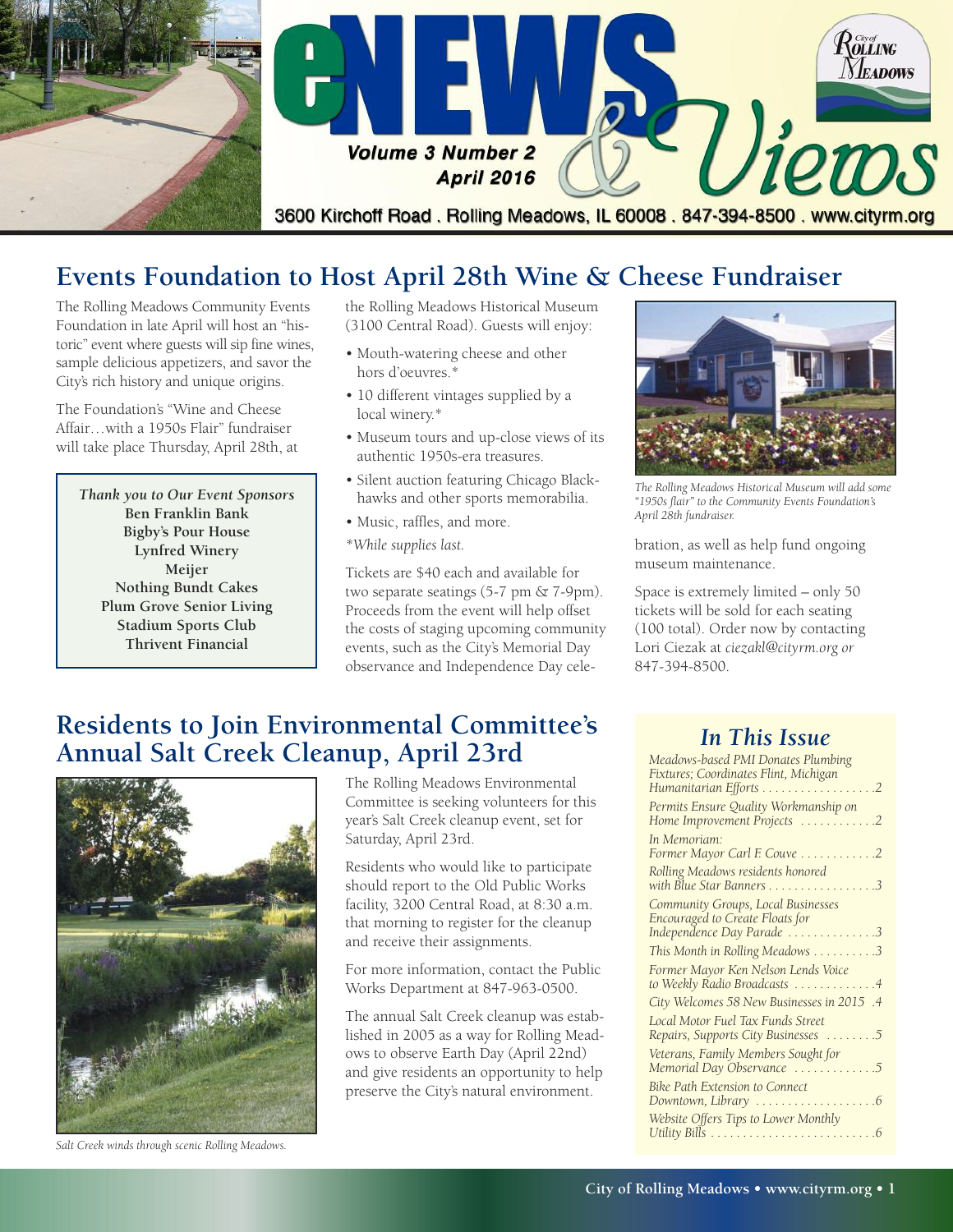# eNEWS & Views

**Volume 3 Number 2**
**April 2016**

3600 Kirchoff Road . Rolling Meadows, IL 60008 . 847-394-8500 . www.cityrm.org

## Events Foundation to Host April 28th Wine & Cheese Fundraiser

The Rolling Meadows Community Events Foundation in late April will host an "historic" event where guests will sip fine wines, sample delicious appetizers, and savor the City's rich history and unique origins.

The Foundation's "Wine and Cheese Affair…with a 1950s Flair" fundraiser will take place Thursday, April 28th, at the Rolling Meadows Historical Museum (3100 Central Road). Guests will enjoy:

- Mouth-watering cheese and other hors d'oeuvres.*
- 10 different vintages supplied by a local winery.*
- Museum tours and up-close views of its authentic 1950s-era treasures.
- Silent auction featuring Chicago Blackhawks and other sports memorabilia.
- Music, raffles, and more.

*While supplies last.*

Tickets are $40 each and available for two separate seatings (5-7 pm & 7-9pm). Proceeds from the event will help offset the costs of staging upcoming community events, such as the City's Memorial Day observance and Independence Day celebration, as well as help fund ongoing museum maintenance.

Space is extremely limited – only 50 tickets will be sold for each seating (100 total). Order now by contacting Lori Ciezak at *ciezakl@cityrm.org or* 847-394-8500.

> ***Thank you to Our Event Sponsors***
> **Ben Franklin Bank**
> **Bigby's Pour House**
> **Lynfred Winery**
> **Meijer**
> **Nothing Bundt Cakes**
> **Plum Grove Senior Living**
> **Stadium Sports Club**
> **Thrivent Financial**

*The Rolling Meadows Historical Museum will add some "1950s flair" to the Community Events Foundation's April 28th fundraiser.*

## Residents to Join Environmental Committee's Annual Salt Creek Cleanup, April 23rd

The Rolling Meadows Environmental Committee is seeking volunteers for this year's Salt Creek cleanup event, set for Saturday, April 23rd.

Residents who would like to participate should report to the Old Public Works facility, 3200 Central Road, at 8:30 a.m. that morning to register for the cleanup and receive their assignments.

For more information, contact the Public Works Department at 847-963-0500.

The annual Salt Creek cleanup was established in 2005 as a way for Rolling Meadows to observe Earth Day (April 22nd) and give residents an opportunity to help preserve the City's natural environment.

*Salt Creek winds through scenic Rolling Meadows.*

### *In This Issue*

- *Meadows-based PMI Donates Plumbing Fixtures; Coordinates Flint, Michigan Humanitarian Efforts* ....2
- *Permits Ensure Quality Workmanship on Home Improvement Projects* ....2
- *In Memoriam: Former Mayor Carl F. Couve* ....2
- *Rolling Meadows residents honored with Blue Star Banners* ....3
- *Community Groups, Local Businesses Encouraged to Create Floats for Independence Day Parade* ....3
- *This Month in Rolling Meadows* ....3
- *Former Mayor Ken Nelson Lends Voice to Weekly Radio Broadcasts* ....4
- *City Welcomes 58 New Businesses in 2015* ....4
- *Local Motor Fuel Tax Funds Street Repairs, Supports City Businesses* ....5
- *Veterans, Family Members Sought for Memorial Day Observance* ....5
- *Bike Path Extension to Connect Downtown, Library* ....6
- *Website Offers Tips to Lower Monthly Utility Bills* ....6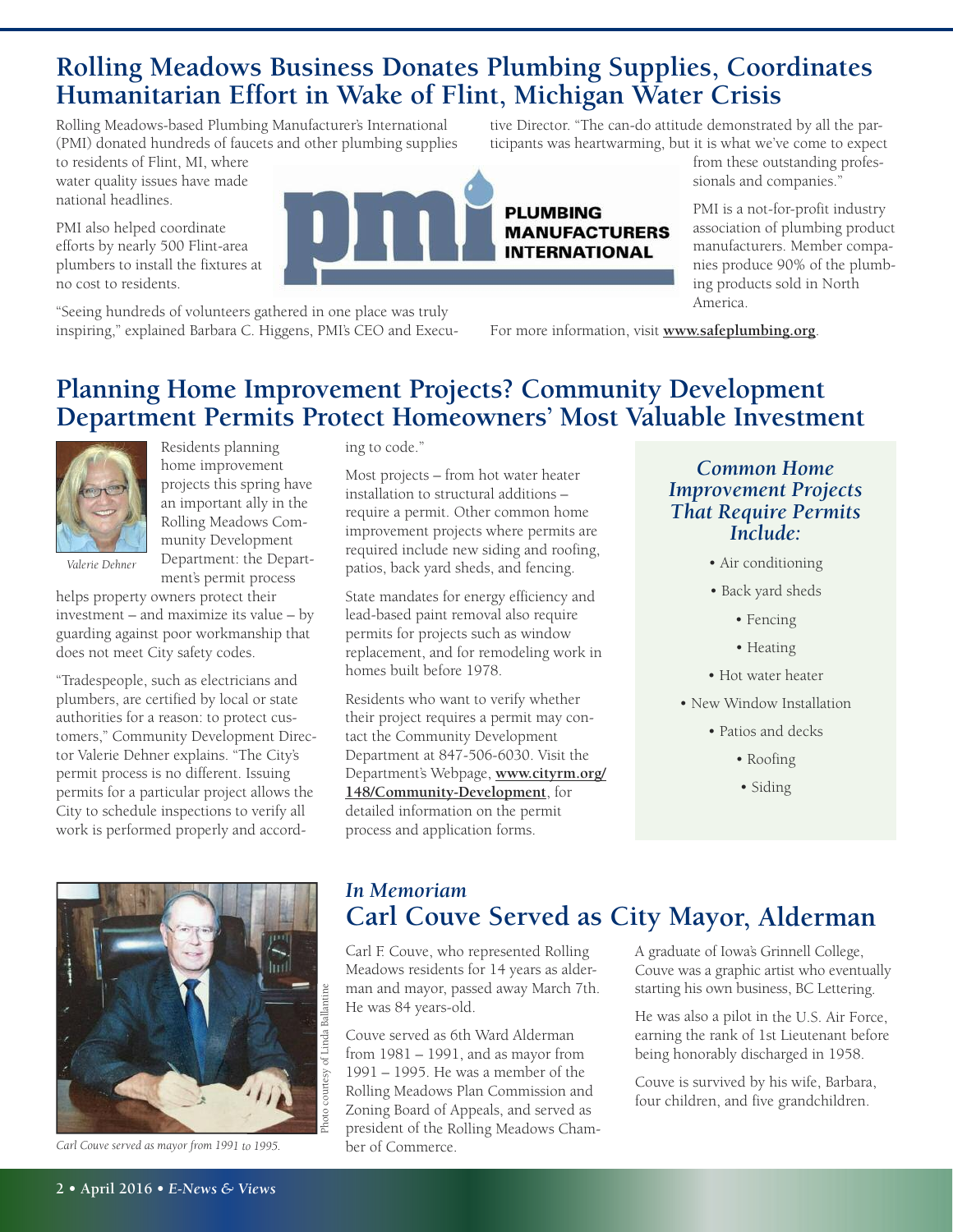## Rolling Meadows Business Donates Plumbing Supplies, Coordinates Humanitarian Effort in Wake of Flint, Michigan Water Crisis

Rolling Meadows-based Plumbing Manufacturer's International (PMI) donated hundreds of faucets and other plumbing supplies to residents of Flint, MI, where water quality issues have made national headlines.

PMI also helped coordinate efforts by nearly 500 Flint-area plumbers to install the fixtures at no cost to residents.

"Seeing hundreds of volunteers gathered in one place was truly inspiring," explained Barbara C. Higgens, PMI's CEO and Executive Director. "The can-do attitude demonstrated by all the participants was heartwarming, but it is what we've come to expect from these outstanding professionals and companies."

PMI is a not-for-profit industry association of plumbing product manufacturers. Member companies produce 90% of the plumbing products sold in North America.

For more information, visit **www.safeplumbing.org**.

## Planning Home Improvement Projects? Community Development Department Permits Protect Homeowners' Most Valuable Investment

*Valerie Dehner*

Residents planning home improvement projects this spring have an important ally in the Rolling Meadows Community Development Department: the Department's permit process helps property owners protect their investment – and maximize its value – by guarding against poor workmanship that does not meet City safety codes.

"Tradespeople, such as electricians and plumbers, are certified by local or state authorities for a reason: to protect customers," Community Development Director Valerie Dehner explains. "The City's permit process is no different. Issuing permits for a particular project allows the City to schedule inspections to verify all work is performed properly and according to code."

Most projects – from hot water heater installation to structural additions – require a permit. Other common home improvement projects where permits are required include new siding and roofing, patios, back yard sheds, and fencing.

State mandates for energy efficiency and lead-based paint removal also require permits for projects such as window replacement, and for remodeling work in homes built before 1978.

Residents who want to verify whether their project requires a permit may contact the Community Development Department at 847-506-6030. Visit the Department's Webpage, **www.cityrm.org/148/Community-Development**, for detailed information on the permit process and application forms.

### *Common Home Improvement Projects That Require Permits Include:*

- Air conditioning
- Back yard sheds
- Fencing
- Heating
- Hot water heater
- New Window Installation
- Patios and decks
- Roofing
- Siding

*Carl Couve served as mayor from 1991 to 1995.*

Photo courtesy of Linda Ballantine

### *In Memoriam*

## Carl Couve Served as City Mayor, Alderman

Carl F. Couve, who represented Rolling Meadows residents for 14 years as alderman and mayor, passed away March 7th. He was 84 years-old.

Couve served as 6th Ward Alderman from 1981 – 1991, and as mayor from 1991 – 1995. He was a member of the Rolling Meadows Plan Commission and Zoning Board of Appeals, and served as president of the Rolling Meadows Chamber of Commerce.

A graduate of Iowa's Grinnell College, Couve was a graphic artist who eventually starting his own business, BC Lettering.

He was also a pilot in the U.S. Air Force, earning the rank of 1st Lieutenant before being honorably discharged in 1958.

Couve is survived by his wife, Barbara, four children, and five grandchildren.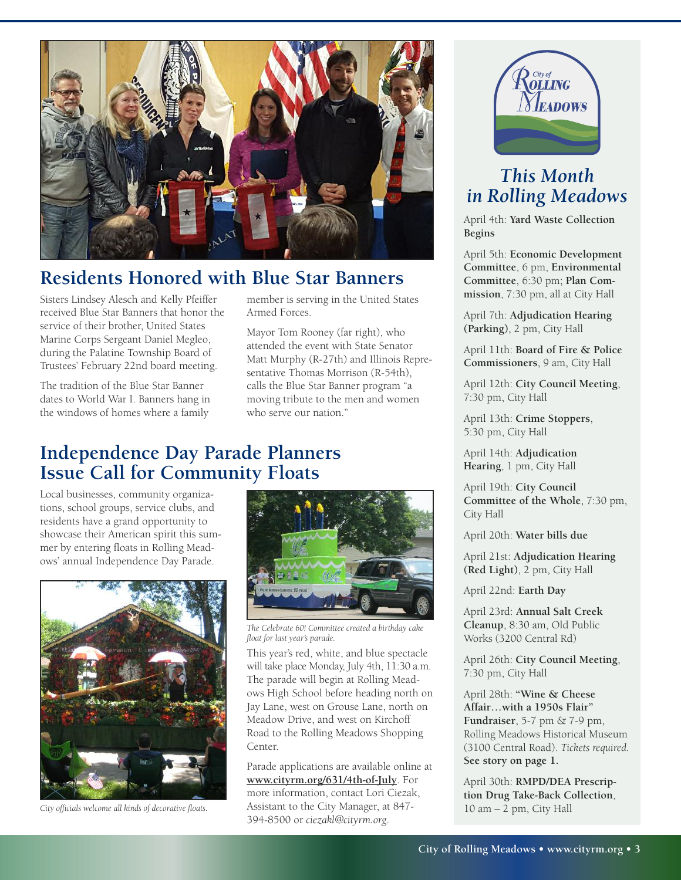## Residents Honored with Blue Star Banners

Sisters Lindsey Alesch and Kelly Pfeiffer received Blue Star Banners that honor the service of their brother, United States Marine Corps Sergeant Daniel Megleo, during the Palatine Township Board of Trustees' February 22nd board meeting.

The tradition of the Blue Star Banner dates to World War I. Banners hang in the windows of homes where a family member is serving in the United States Armed Forces.

Mayor Tom Rooney (far right), who attended the event with State Senator Matt Murphy (R-27th) and Illinois Representative Thomas Morrison (R-54th), calls the Blue Star Banner program "a moving tribute to the men and women who serve our nation."

## Independence Day Parade Planners Issue Call for Community Floats

Local businesses, community organizations, school groups, service clubs, and residents have a grand opportunity to showcase their American spirit this summer by entering floats in Rolling Meadows' annual Independence Day Parade.

*City officials welcome all kinds of decorative floats.*

*The Celebrate 60! Committee created a birthday cake float for last year's parade.*

This year's red, white, and blue spectacle will take place Monday, July 4th, 11:30 a.m. The parade will begin at Rolling Meadows High School before heading north on Jay Lane, west on Grouse Lane, north on Meadow Drive, and west on Kirchoff Road to the Rolling Meadows Shopping Center.

Parade applications are available online at **www.cityrm.org/631/4th-of-July**. For more information, contact Lori Ciezak, Assistant to the City Manager, at 847-394-8500 or *ciezakl@cityrm.org*.

## This Month in Rolling Meadows

April 4th: **Yard Waste Collection Begins**

April 5th: **Economic Development Committee**, 6 pm, **Environmental Committee**, 6:30 pm; **Plan Commission**, 7:30 pm, all at City Hall

April 7th: **Adjudication Hearing (Parking)**, 2 pm, City Hall

April 11th: **Board of Fire & Police Commissioners**, 9 am, City Hall

April 12th: **City Council Meeting**, 7:30 pm, City Hall

April 13th: **Crime Stoppers**, 5:30 pm, City Hall

April 14th: **Adjudication Hearing**, 1 pm, City Hall

April 19th: **City Council Committee of the Whole**, 7:30 pm, City Hall

April 20th: **Water bills due**

April 21st: **Adjudication Hearing (Red Light)**, 2 pm, City Hall

April 22nd: **Earth Day**

April 23rd: **Annual Salt Creek Cleanup**, 8:30 am, Old Public Works (3200 Central Rd)

April 26th: **City Council Meeting**, 7:30 pm, City Hall

April 28th: **"Wine & Cheese Affair…with a 1950s Flair" Fundraiser**, 5-7 pm & 7-9 pm, Rolling Meadows Historical Museum (3100 Central Road). *Tickets required.* **See story on page 1.**

April 30th: **RMPD/DEA Prescription Drug Take-Back Collection**, 10 am – 2 pm, City Hall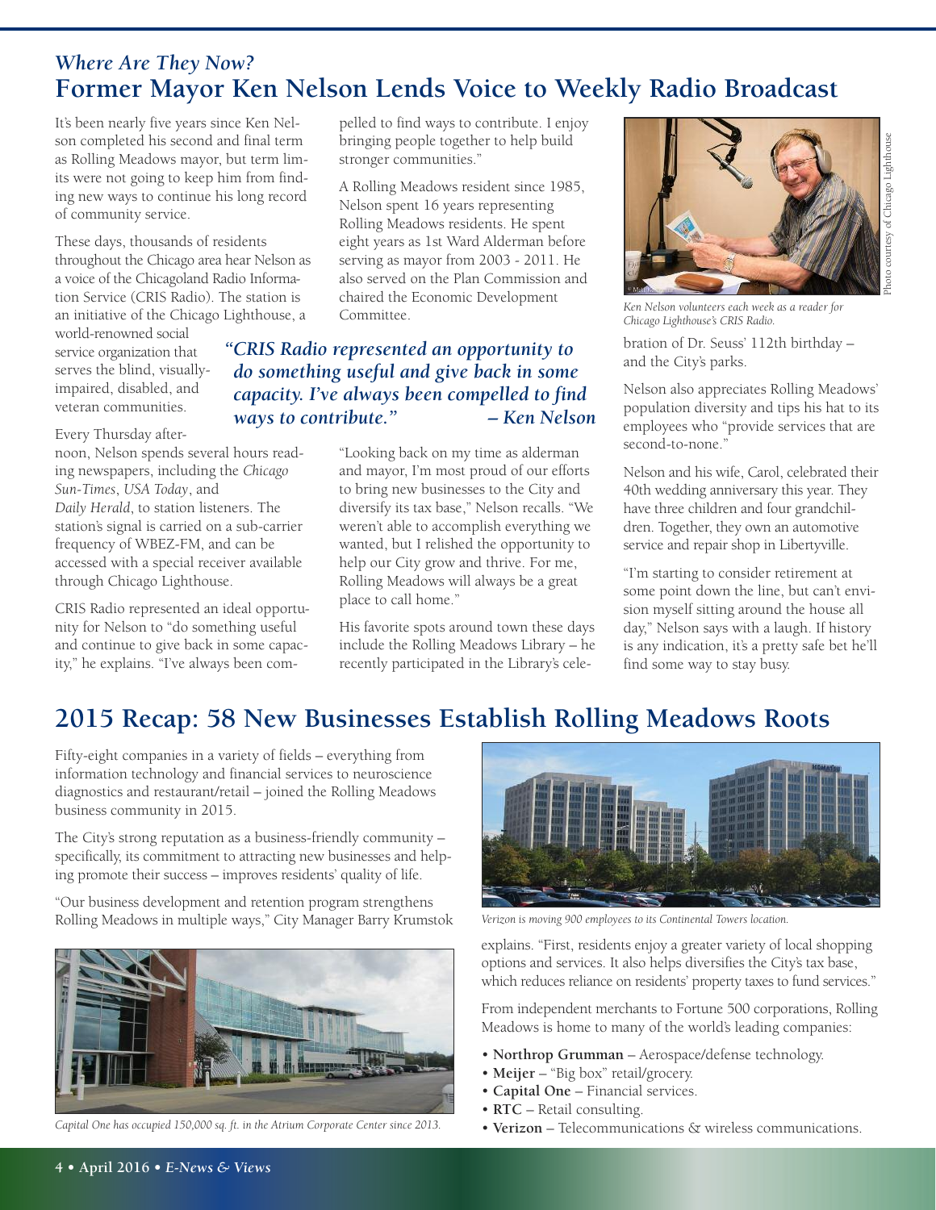*Where Are They Now?*

## Former Mayor Ken Nelson Lends Voice to Weekly Radio Broadcast

It's been nearly five years since Ken Nelson completed his second and final term as Rolling Meadows mayor, but term limits were not going to keep him from finding new ways to continue his long record of community service.

These days, thousands of residents throughout the Chicago area hear Nelson as a voice of the Chicagoland Radio Information Service (CRIS Radio). The station is an initiative of the Chicago Lighthouse, a world-renowned social service organization that serves the blind, visually-impaired, disabled, and veteran communities.

Every Thursday afternoon, Nelson spends several hours reading newspapers, including the *Chicago Sun-Times*, *USA Today*, and *Daily Herald*, to station listeners. The station's signal is carried on a sub-carrier frequency of WBEZ-FM, and can be accessed with a special receiver available through Chicago Lighthouse.

CRIS Radio represented an ideal opportunity for Nelson to "do something useful and continue to give back in some capacity," he explains. "I've always been compelled to find ways to contribute. I enjoy bringing people together to help build stronger communities."

A Rolling Meadows resident since 1985, Nelson spent 16 years representing Rolling Meadows residents. He spent eight years as 1st Ward Alderman before serving as mayor from 2003 - 2011. He also served on the Plan Commission and chaired the Economic Development Committee.

> ***"CRIS Radio represented an opportunity to do something useful and give back in some capacity. I've always been compelled to find ways to contribute." – Ken Nelson***

"Looking back on my time as alderman and mayor, I'm most proud of our efforts to bring new businesses to the City and diversify its tax base," Nelson recalls. "We weren't able to accomplish everything we wanted, but I relished the opportunity to help our City grow and thrive. For me, Rolling Meadows will always be a great place to call home."

His favorite spots around town these days include the Rolling Meadows Library – he recently participated in the Library's celebration of Dr. Seuss' 112th birthday – and the City's parks.

Photo courtesy of Chicago Lighthouse

*Ken Nelson volunteers each week as a reader for Chicago Lighthouse's CRIS Radio.*

Nelson also appreciates Rolling Meadows' population diversity and tips his hat to its employees who "provide services that are second-to-none."

Nelson and his wife, Carol, celebrated their 40th wedding anniversary this year. They have three children and four grandchildren. Together, they own an automotive service and repair shop in Libertyville.

"I'm starting to consider retirement at some point down the line, but can't envision myself sitting around the house all day," Nelson says with a laugh. If history is any indication, it's a pretty safe bet he'll find some way to stay busy.

## 2015 Recap: 58 New Businesses Establish Rolling Meadows Roots

Fifty-eight companies in a variety of fields – everything from information technology and financial services to neuroscience diagnostics and restaurant/retail – joined the Rolling Meadows business community in 2015.

The City's strong reputation as a business-friendly community – specifically, its commitment to attracting new businesses and helping promote their success – improves residents' quality of life.

"Our business development and retention program strengthens Rolling Meadows in multiple ways," City Manager Barry Krumstok explains. "First, residents enjoy a greater variety of local shopping options and services. It also helps diversifies the City's tax base, which reduces reliance on residents' property taxes to fund services."

*Capital One has occupied 150,000 sq. ft. in the Atrium Corporate Center since 2013.*

*Verizon is moving 900 employees to its Continental Towers location.*

From independent merchants to Fortune 500 corporations, Rolling Meadows is home to many of the world's leading companies:

- **Northrop Grumman** – Aerospace/defense technology.
- **Meijer** – "Big box" retail/grocery.
- **Capital One** – Financial services.
- **RTC** – Retail consulting.
- **Verizon** – Telecommunications & wireless communications.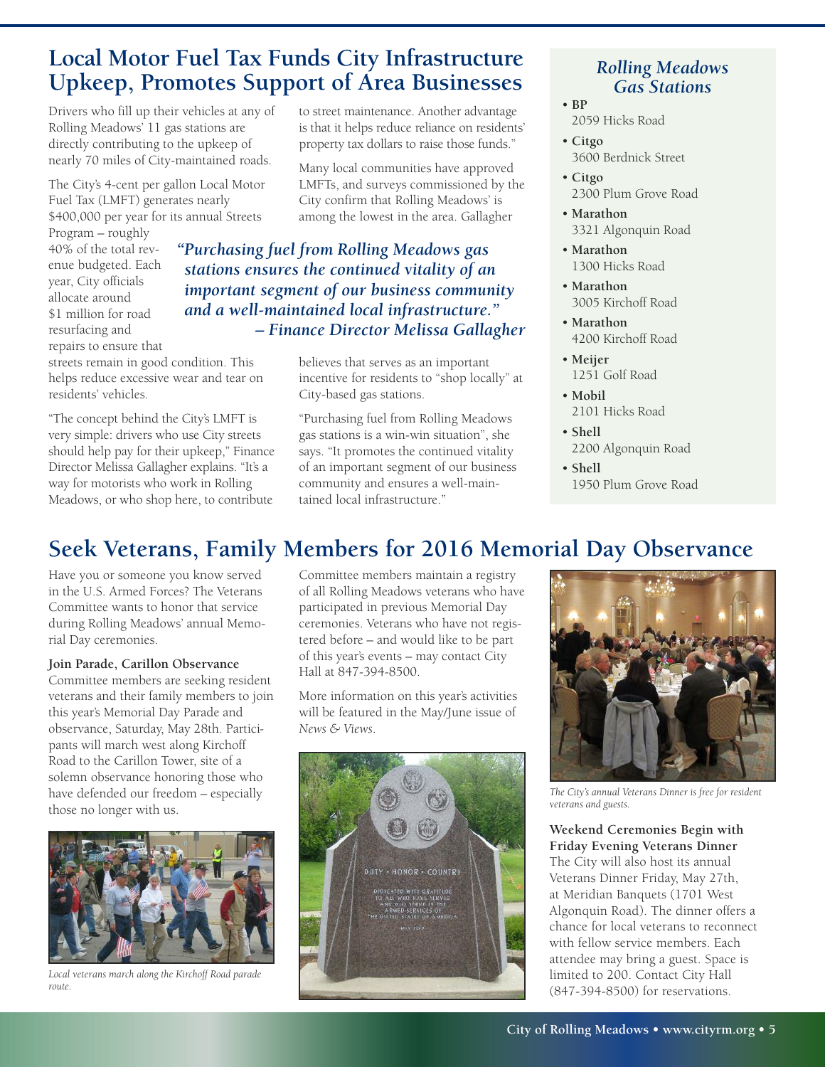## Local Motor Fuel Tax Funds City Infrastructure Upkeep, Promotes Support of Area Businesses

Drivers who fill up their vehicles at any of Rolling Meadows' 11 gas stations are directly contributing to the upkeep of nearly 70 miles of City-maintained roads.

The City's 4-cent per gallon Local Motor Fuel Tax (LMFT) generates nearly $400,000 per year for its annual Streets Program – roughly 40% of the total revenue budgeted. Each year, City officials allocate around $1 million for road resurfacing and repairs to ensure that streets remain in good condition. This helps reduce excessive wear and tear on residents' vehicles.

"The concept behind the City's LMFT is very simple: drivers who use City streets should help pay for their upkeep," Finance Director Melissa Gallagher explains. "It's a way for motorists who work in Rolling Meadows, or who shop here, to contribute to street maintenance. Another advantage is that it helps reduce reliance on residents' property tax dollars to raise those funds."

Many local communities have approved LMFTs, and surveys commissioned by the City confirm that Rolling Meadows' is among the lowest in the area. Gallagher believes that serves as an important incentive for residents to "shop locally" at City-based gas stations.

> ***"Purchasing fuel from Rolling Meadows gas stations ensures the continued vitality of an important segment of our business community and a well-maintained local infrastructure." – Finance Director Melissa Gallagher***

"Purchasing fuel from Rolling Meadows gas stations is a win-win situation", she says. "It promotes the continued vitality of an important segment of our business community and ensures a well-maintained local infrastructure."

### *Rolling Meadows Gas Stations*

- **BP**
  2059 Hicks Road
- **Citgo**
  3600 Berdnick Street
- **Citgo**
  2300 Plum Grove Road
- **Marathon**
  3321 Algonquin Road
- **Marathon**
  1300 Hicks Road
- **Marathon**
  3005 Kirchoff Road
- **Marathon**
  4200 Kirchoff Road
- **Meijer**
  1251 Golf Road
- **Mobil**
  2101 Hicks Road
- **Shell**
  2200 Algonquin Road
- **Shell**
  1950 Plum Grove Road

## Seek Veterans, Family Members for 2016 Memorial Day Observance

Have you or someone you know served in the U.S. Armed Forces? The Veterans Committee wants to honor that service during Rolling Meadows' annual Memorial Day ceremonies.

**Join Parade, Carillon Observance**
Committee members are seeking resident veterans and their family members to join this year's Memorial Day Parade and observance, Saturday, May 28th. Participants will march west along Kirchoff Road to the Carillon Tower, site of a solemn observance honoring those who have defended our freedom – especially those no longer with us.

*Local veterans march along the Kirchoff Road parade route.*

Committee members maintain a registry of all Rolling Meadows veterans who have participated in previous Memorial Day ceremonies. Veterans who have not registered before – and would like to be part of this year's events – may contact City Hall at 847-394-8500.

More information on this year's activities will be featured in the May/June issue of *News & Views*.

*The City's annual Veterans Dinner is free for resident veterans and guests.*

**Weekend Ceremonies Begin with Friday Evening Veterans Dinner**
The City will also host its annual Veterans Dinner Friday, May 27th, at Meridian Banquets (1701 West Algonquin Road). The dinner offers a chance for local veterans to reconnect with fellow service members. Each attendee may bring a guest. Space is limited to 200. Contact City Hall (847-394-8500) for reservations.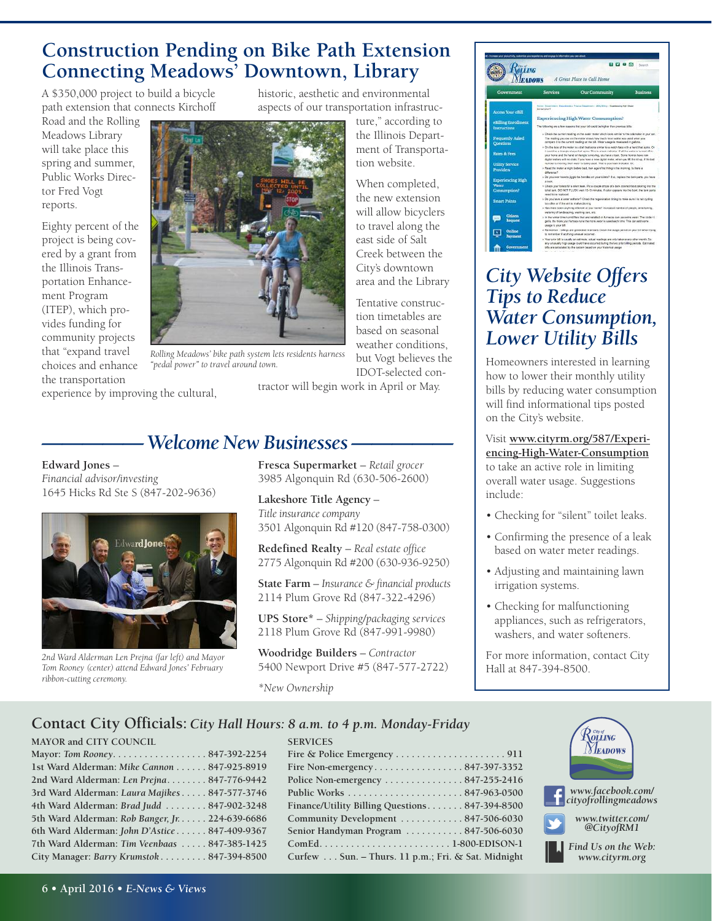# Construction Pending on Bike Path Extension Connecting Meadows' Downtown, Library

A $350,000 project to build a bicycle path extension that connects Kirchoff Road and the Rolling Meadows Library will take place this spring and summer, Public Works Director Fred Vogt reports.

Eighty percent of the project is being covered by a grant from the Illinois Transportation Enhancement Program (ITEP), which provides funding for community projects that "expand travel choices and enhance the transportation experience by improving the cultural, historic, aesthetic and environmental aspects of our transportation infrastructure," according to the Illinois Department of Transportation website.

When completed, the new extension will allow bicyclers to travel along the east side of Salt Creek between the City's downtown area and the Library.

Tentative construction timetables are based on seasonal weather conditions, but Vogt believes the IDOT-selected contractor will begin work in April or May.

*Rolling Meadows' bike path system lets residents harness "pedal power" to travel around town.*

## Welcome New Businesses

**Edward Jones** – *Financial advisor/investing*
1645 Hicks Rd Ste S (847-202-9636)

*2nd Ward Alderman Len Prejna (far left) and Mayor Tom Rooney (center) attend Edward Jones' February ribbon-cutting ceremony.*

**Fresca Supermarket** – *Retail grocer*
3985 Algonquin Rd (630-506-2600)

**Lakeshore Title Agency** – *Title insurance company*
3501 Algonquin Rd #120 (847-758-0300)

**Redefined Realty** – *Real estate office*
2775 Algonquin Rd #200 (630-936-9250)

**State Farm** – *Insurance & financial products*
2114 Plum Grove Rd (847-322-4296)

**UPS Store*** – *Shipping/packaging services*
2118 Plum Grove Rd (847-991-9980)

**Woodridge Builders** – *Contractor*
5400 Newport Drive #5 (847-577-2722)

*\*New Ownership*

## City Website Offers Tips to Reduce Water Consumption, Lower Utility Bills

Homeowners interested in learning how to lower their monthly utility bills by reducing water consumption will find informational tips posted on the City's website.

Visit **www.cityrm.org/587/Experiencing-High-Water-Consumption** to take an active role in limiting overall water usage. Suggestions include:

- Checking for "silent" toilet leaks.
- Confirming the presence of a leak based on water meter readings.
- Adjusting and maintaining lawn irrigation systems.
- Checking for malfunctioning appliances, such as refrigerators, washers, and water softeners.

For more information, contact City Hall at 847-394-8500.

## Contact City Officials: *City Hall Hours: 8 a.m. to 4 p.m. Monday-Friday*

**MAYOR and CITY COUNCIL**

| | |
|---|---|
| Mayor: *Tom Rooney* | 847-392-2254 |
| 1st Ward Alderman: *Mike Cannon* | 847-925-8919 |
| 2nd Ward Alderman: *Len Prejna* | 847-776-9442 |
| 3rd Ward Alderman: *Laura Majikes* | 847-577-3746 |
| 4th Ward Alderman: *Brad Judd* | 847-902-3248 |
| 5th Ward Alderman: *Rob Banger, Jr.* | 224-639-6686 |
| 6th Ward Alderman: *John D'Astice* | 847-409-9367 |
| 7th Ward Alderman: *Tim Veenbaas* | 847-385-1425 |
| City Manager: *Barry Krumstok* | 847-394-8500 |

**SERVICES**

| | |
|---|---|
| Fire & Police Emergency | 911 |
| Fire Non-emergency | 847-397-3352 |
| Police Non-emergency | 847-255-2416 |
| Public Works | 847-963-0500 |
| Finance/Utility Billing Questions | 847-394-8500 |
| Community Development | 847-506-6030 |
| Senior Handyman Program | 847-506-6030 |
| ComEd. | 1-800-EDISON-1 |
| Curfew | Sun. – Thurs. 11 p.m.; Fri. & Sat. Midnight |

*www.facebook.com/cityofrollingmeadows*

*www.twitter.com/@CityofRM1*

*Find Us on the Web: www.cityrm.org*